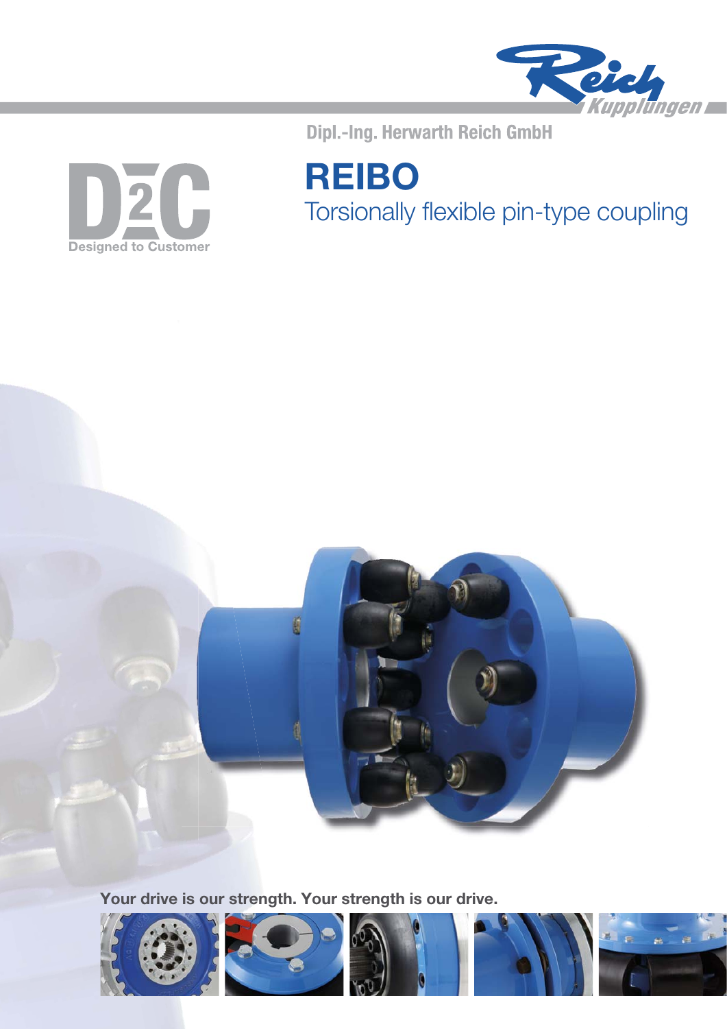Reich Kupplungen

Dipl.-Ing. Herwarth Reich GmbH

D2C
Designed to Customer

# REIBO

## Torsionally flexible pin-type coupling

**Your drive is our strength. Your strength is our drive.**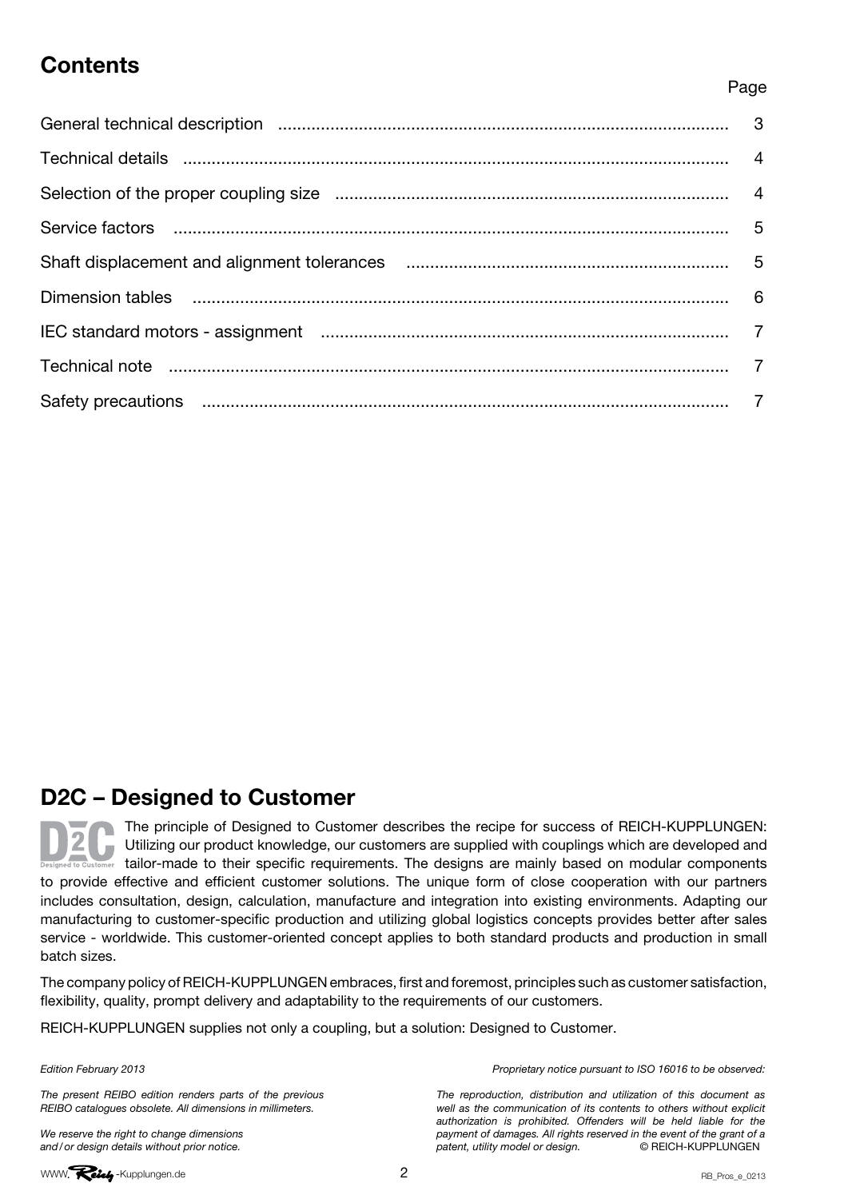## Contents

| | Page |
|---|---|
| General technical description | 3 |
| Technical details | 4 |
| Selection of the proper coupling size | 4 |
| Service factors | 5 |
| Shaft displacement and alignment tolerances | 5 |
| Dimension tables | 6 |
| IEC standard motors - assignment | 7 |
| Technical note | 7 |
| Safety precautions | 7 |

## D2C – Designed to Customer

The principle of Designed to Customer describes the recipe for success of REICH-KUPPLUNGEN: Utilizing our product knowledge, our customers are supplied with couplings which are developed and tailor-made to their specific requirements. The designs are mainly based on modular components to provide effective and efficient customer solutions. The unique form of close cooperation with our partners includes consultation, design, calculation, manufacture and integration into existing environments. Adapting our manufacturing to customer-specific production and utilizing global logistics concepts provides better after sales service - worldwide. This customer-oriented concept applies to both standard products and production in small batch sizes.

The company policy of REICH-KUPPLUNGEN embraces, first and foremost, principles such as customer satisfaction, flexibility, quality, prompt delivery and adaptability to the requirements of our customers.

REICH-KUPPLUNGEN supplies not only a coupling, but a solution: Designed to Customer.

*Edition February 2013*

*The present REIBO edition renders parts of the previous REIBO catalogues obsolete. All dimensions in millimeters.*

*We reserve the right to change dimensions and/or design details without prior notice.*

*Proprietary notice pursuant to ISO 16016 to be observed:*

*The reproduction, distribution and utilization of this document as well as the communication of its contents to others without explicit authorization is prohibited. Offenders will be held liable for the payment of damages. All rights reserved in the event of the grant of a patent, utility model or design.* © REICH-KUPPLUNGEN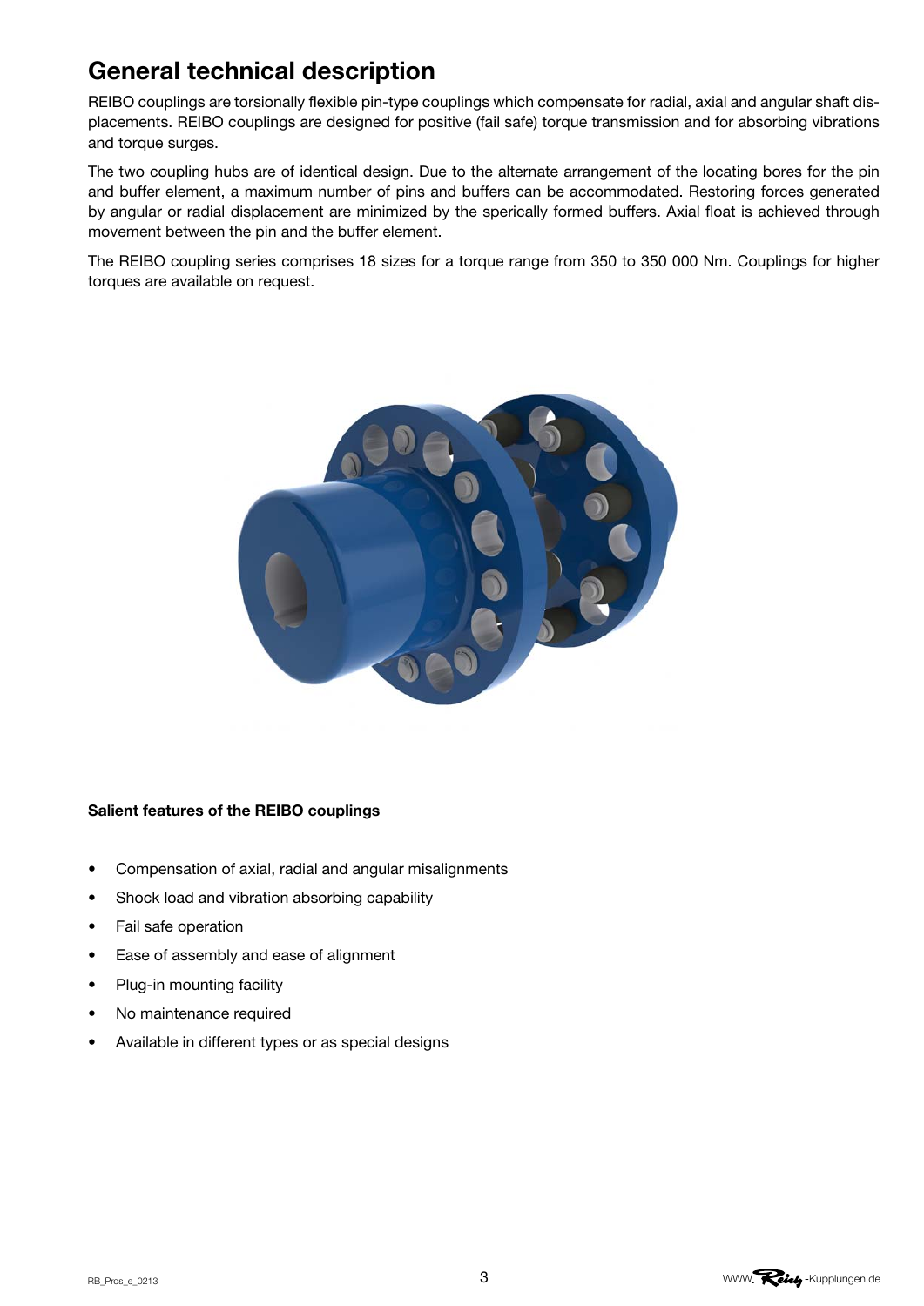# General technical description

REIBO couplings are torsionally flexible pin-type couplings which compensate for radial, axial and angular shaft displacements. REIBO couplings are designed for positive (fail safe) torque transmission and for absorbing vibrations and torque surges.

The two coupling hubs are of identical design. Due to the alternate arrangement of the locating bores for the pin and buffer element, a maximum number of pins and buffers can be accommodated. Restoring forces generated by angular or radial displacement are minimized by the sperically formed buffers. Axial float is achieved through movement between the pin and the buffer element.

The REIBO coupling series comprises 18 sizes for a torque range from 350 to 350 000 Nm. Couplings for higher torques are available on request.

**Salient features of the REIBO couplings**

- Compensation of axial, radial and angular misalignments
- Shock load and vibration absorbing capability
- Fail safe operation
- Ease of assembly and ease of alignment
- Plug-in mounting facility
- No maintenance required
- Available in different types or as special designs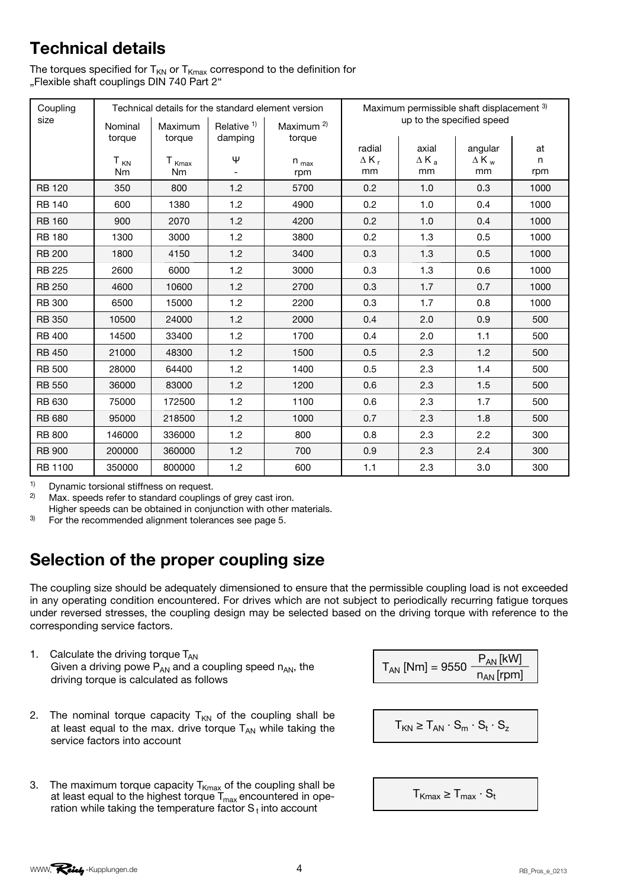# Technical details

The torques specified for $T_{KN}$ or $T_{Kmax}$ correspond to the definition for „Flexible shaft couplings DIN 740 Part 2"

| Coupling size | Technical details for the standard element version | | | | Maximum permissible shaft displacement [3] up to the specified speed | | | |
|---|---|---|---|---|---|---|---|---|
| | Nominal torque | Maximum torque | Relative [1] damping | Maximum [2] torque | radial | axial | angular | at |
| | $T_{KN}$ Nm | $T_{Kmax}$ Nm | $\Psi$ - | $n_{max}$ rpm | $\Delta K_r$ mm | $\Delta K_a$ mm | $\Delta K_w$ mm | n rpm |
| RB 120 | 350 | 800 | 1.2 | 5700 | 0.2 | 1.0 | 0.3 | 1000 |
| RB 140 | 600 | 1380 | 1.2 | 4900 | 0.2 | 1.0 | 0.4 | 1000 |
| RB 160 | 900 | 2070 | 1.2 | 4200 | 0.2 | 1.0 | 0.4 | 1000 |
| RB 180 | 1300 | 3000 | 1.2 | 3800 | 0.2 | 1.3 | 0.5 | 1000 |
| RB 200 | 1800 | 4150 | 1.2 | 3400 | 0.3 | 1.3 | 0.5 | 1000 |
| RB 225 | 2600 | 6000 | 1.2 | 3000 | 0.3 | 1.3 | 0.6 | 1000 |
| RB 250 | 4600 | 10600 | 1.2 | 2700 | 0.3 | 1.7 | 0.7 | 1000 |
| RB 300 | 6500 | 15000 | 1.2 | 2200 | 0.3 | 1.7 | 0.8 | 1000 |
| RB 350 | 10500 | 24000 | 1.2 | 2000 | 0.4 | 2.0 | 0.9 | 500 |
| RB 400 | 14500 | 33400 | 1.2 | 1700 | 0.4 | 2.0 | 1.1 | 500 |
| RB 450 | 21000 | 48300 | 1.2 | 1500 | 0.5 | 2.3 | 1.2 | 500 |
| RB 500 | 28000 | 64400 | 1.2 | 1400 | 0.5 | 2.3 | 1.4 | 500 |
| RB 550 | 36000 | 83000 | 1.2 | 1200 | 0.6 | 2.3 | 1.5 | 500 |
| RB 630 | 75000 | 172500 | 1.2 | 1100 | 0.6 | 2.3 | 1.7 | 500 |
| RB 680 | 95000 | 218500 | 1.2 | 1000 | 0.7 | 2.3 | 1.8 | 500 |
| RB 800 | 146000 | 336000 | 1.2 | 800 | 0.8 | 2.3 | 2.2 | 300 |
| RB 900 | 200000 | 360000 | 1.2 | 700 | 0.9 | 2.3 | 2.4 | 300 |
| RB 1100 | 350000 | 800000 | 1.2 | 600 | 1.1 | 2.3 | 3.0 | 300 |

[1] Dynamic torsional stiffness on request.

[2] Max. speeds refer to standard couplings of grey cast iron. Higher speeds can be obtained in conjunction with other materials.

[3] For the recommended alignment tolerances see page 5.

# Selection of the proper coupling size

The coupling size should be adequately dimensioned to ensure that the permissible coupling load is not exceeded in any operating condition encountered. For drives which are not subject to periodically recurring fatigue torques under reversed stresses, the coupling design may be selected based on the driving torque with reference to the corresponding service factors.

1. Calculate the driving torque $T_{AN}$
   Given a driving powe $P_{AN}$ and a coupling speed $n_{AN}$, the driving torque is calculated as follows

$$T_{AN}\,[\text{Nm}] = 9550\,\frac{P_{AN}\,[\text{kW}]}{n_{AN}\,[\text{rpm}]}$$

2. The nominal torque capacity $T_{KN}$ of the coupling shall be at least equal to the max. drive torque $T_{AN}$ while taking the service factors into account

$$T_{KN} \geq T_{AN} \cdot S_m \cdot S_t \cdot S_z$$

3. The maximum torque capacity $T_{Kmax}$ of the coupling shall be at least equal to the highest torque $T_{max}$ encountered in operation while taking the temperature factor $S_t$ into account

$$T_{Kmax} \geq T_{max} \cdot S_t$$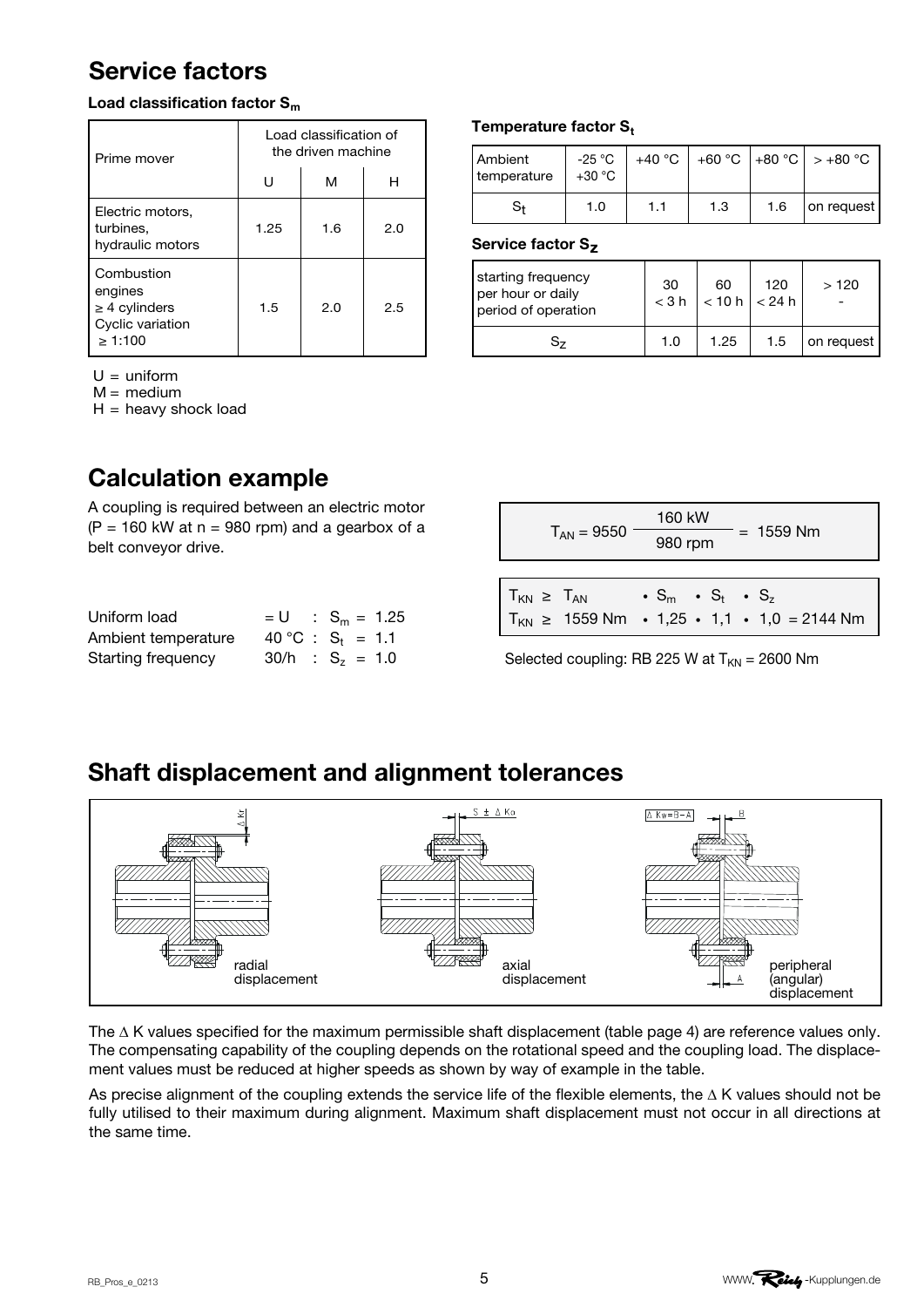## Service factors

### Load classification factor $S_m$

| Prime mover | Load classification of the driven machine | | |
|---|---|---|---|
| | U | M | H |
| Electric motors, turbines, hydraulic motors | 1.25 | 1.6 | 2.0 |
| Combustion engines ≥ 4 cylinders Cyclic variation ≥ 1:100 | 1.5 | 2.0 | 2.5 |

U = uniform
M = medium
H = heavy shock load

### Temperature factor $S_t$

| Ambient temperature | -25 °C +30 °C | +40 °C | +60 °C | +80 °C | > +80 °C |
|---|---|---|---|---|---|
| $S_t$ | 1.0 | 1.1 | 1.3 | 1.6 | on request |

### Service factor $S_Z$

| starting frequency per hour or daily period of operation | 30 < 3 h | 60 < 10 h | 120 < 24 h | > 120 - |
|---|---|---|---|---|
| $S_Z$ | 1.0 | 1.25 | 1.5 | on request |

## Calculation example

A coupling is required between an electric motor (P = 160 kW at n = 980 rpm) and a gearbox of a belt conveyor drive.

| | | |
|---|---|---|
| Uniform load | = U | : $S_m$ = 1.25 |
| Ambient temperature | 40 °C | : $S_t$ = 1.1 |
| Starting frequency | 30/h | : $S_z$ = 1.0 |

$$T_{AN} = 9550 \frac{160 \text{ kW}}{980 \text{ rpm}} = 1559 \text{ Nm}$$

$$T_{KN} \geq T_{AN} \cdot S_m \cdot S_t \cdot S_z$$

$$T_{KN} \geq 1559 \text{ Nm} \cdot 1{,}25 \cdot 1{,}1 \cdot 1{,}0 = 2144 \text{ Nm}$$

Selected coupling: RB 225 W at $T_{KN}$ = 2600 Nm

## Shaft displacement and alignment tolerances

$\Delta Kr$ — radial displacement

$S \pm \Delta Ka$ — axial displacement

$\Delta Kw = B - A$ — peripheral (angular) displacement

The Δ K values specified for the maximum permissible shaft displacement (table page 4) are reference values only. The compensating capability of the coupling depends on the rotational speed and the coupling load. The displacement values must be reduced at higher speeds as shown by way of example in the table.

As precise alignment of the coupling extends the service life of the flexible elements, the Δ K values should not be fully utilised to their maximum during alignment. Maximum shaft displacement must not occur in all directions at the same time.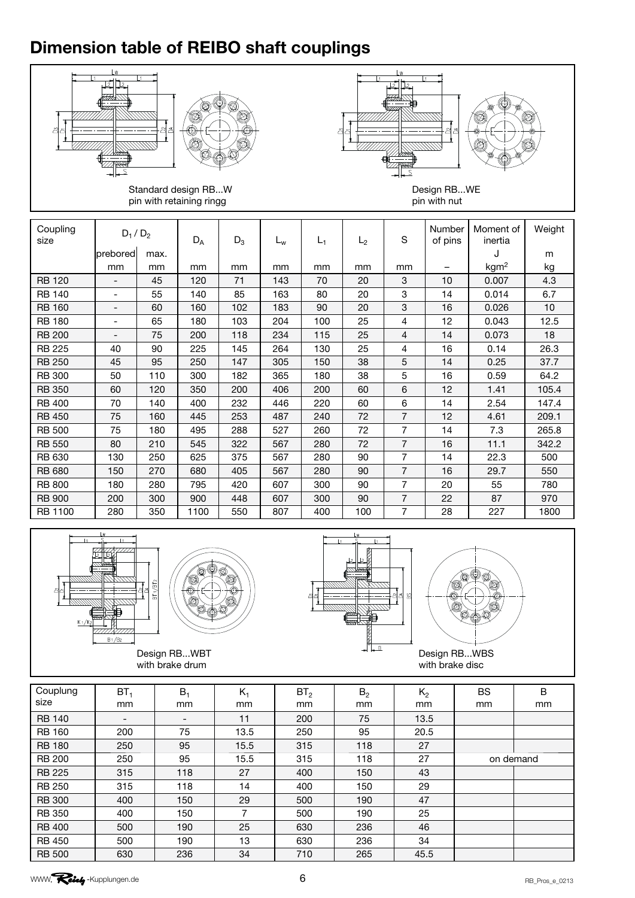# Dimension table of REIBO shaft couplings

Standard design RB...W
pin with retaining ringg

Design RB...WE
pin with nut

| Coupling size | $D_1$ / $D_2$ | | $D_A$ | $D_3$ | $L_w$ | $L_1$ | $L_2$ | S | Number of pins | Moment of inertia | Weight |
|---|---|---|---|---|---|---|---|---|---|---|---|
| | prebored | max. | | | | | | | | J | m |
| | mm | mm | mm | mm | mm | mm | mm | mm | – | $kgm^2$ | kg |
| RB 120 | - | 45 | 120 | 71 | 143 | 70 | 20 | 3 | 10 | 0.007 | 4.3 |
| RB 140 | - | 55 | 140 | 85 | 163 | 80 | 20 | 3 | 14 | 0.014 | 6.7 |
| RB 160 | - | 60 | 160 | 102 | 183 | 90 | 20 | 3 | 16 | 0.026 | 10 |
| RB 180 | - | 65 | 180 | 103 | 204 | 100 | 25 | 4 | 12 | 0.043 | 12.5 |
| RB 200 | - | 75 | 200 | 118 | 234 | 115 | 25 | 4 | 14 | 0.073 | 18 |
| RB 225 | 40 | 90 | 225 | 145 | 264 | 130 | 25 | 4 | 16 | 0.14 | 26.3 |
| RB 250 | 45 | 95 | 250 | 147 | 305 | 150 | 38 | 5 | 14 | 0.25 | 37.7 |
| RB 300 | 50 | 110 | 300 | 182 | 365 | 180 | 38 | 5 | 16 | 0.59 | 64.2 |
| RB 350 | 60 | 120 | 350 | 200 | 406 | 200 | 60 | 6 | 12 | 1.41 | 105.4 |
| RB 400 | 70 | 140 | 400 | 232 | 446 | 220 | 60 | 6 | 14 | 2.54 | 147.4 |
| RB 450 | 75 | 160 | 445 | 253 | 487 | 240 | 72 | 7 | 12 | 4.61 | 209.1 |
| RB 500 | 75 | 180 | 495 | 288 | 527 | 260 | 72 | 7 | 14 | 7.3 | 265.8 |
| RB 550 | 80 | 210 | 545 | 322 | 567 | 280 | 72 | 7 | 16 | 11.1 | 342.2 |
| RB 630 | 130 | 250 | 625 | 375 | 567 | 280 | 90 | 7 | 14 | 22.3 | 500 |
| RB 680 | 150 | 270 | 680 | 405 | 567 | 280 | 90 | 7 | 16 | 29.7 | 550 |
| RB 800 | 180 | 280 | 795 | 420 | 607 | 300 | 90 | 7 | 20 | 55 | 780 |
| RB 900 | 200 | 300 | 900 | 448 | 607 | 300 | 90 | 7 | 22 | 87 | 970 |
| RB 1100 | 280 | 350 | 1100 | 550 | 807 | 400 | 100 | 7 | 28 | 227 | 1800 |

Design RB...WBT
with brake drum

Design RB...WBS
with brake disc

| Couplung size | $BT_1$ mm | $B_1$ mm | $K_1$ mm | $BT_2$ mm | $B_2$ mm | $K_2$ mm | BS mm | B mm |
|---|---|---|---|---|---|---|---|---|
| RB 140 | - | - | 11 | 200 | 75 | 13.5 | | |
| RB 160 | 200 | 75 | 13.5 | 250 | 95 | 20.5 | | |
| RB 180 | 250 | 95 | 15.5 | 315 | 118 | 27 | | |
| RB 200 | 250 | 95 | 15.5 | 315 | 118 | 27 | on demand | |
| RB 225 | 315 | 118 | 27 | 400 | 150 | 43 | | |
| RB 250 | 315 | 118 | 14 | 400 | 150 | 29 | | |
| RB 300 | 400 | 150 | 29 | 500 | 190 | 47 | | |
| RB 350 | 400 | 150 | 7 | 500 | 190 | 25 | | |
| RB 400 | 500 | 190 | 25 | 630 | 236 | 46 | | |
| RB 450 | 500 | 190 | 13 | 630 | 236 | 34 | | |
| RB 500 | 630 | 236 | 34 | 710 | 265 | 45.5 | | |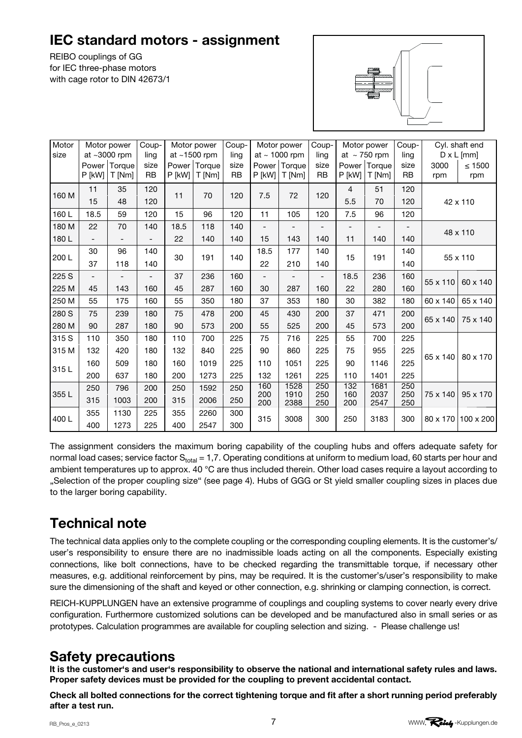# IEC standard motors - assignment

REIBO couplings of GG for IEC three-phase motors with cage rotor to DIN 42673/1

| Motor size | Motor power at ~3000 rpm | | Coupling size | Motor power at ~1500 rpm | | Coupling size | Motor power at ~ 1000 rpm | | Coupling size | Motor power at ~ 750 rpm | | Coupling size | Cyl. shaft end D x L [mm] | |
|---|---|---|---|---|---|---|---|---|---|---|---|---|---|---|
| | Power P [kW] | Torque T [Nm] | RB | Power P [kW] | Torque T [Nm] | RB | Power P [kW] | Torque T [Nm] | RB | Power P [kW] | Torque T [Nm] | RB | 3000 rpm | ≤ 1500 rpm |
| 160 M | 11 | 35 | 120 | 11 | 70 | 120 | 7.5 | 72 | 120 | 4 | 51 | 120 | 42 x 110 | |
| | 15 | 48 | 120 | | | | | | | 5.5 | 70 | 120 | | |
| 160 L | 18.5 | 59 | 120 | 15 | 96 | 120 | 11 | 105 | 120 | 7.5 | 96 | 120 | | |
| 180 M | 22 | 70 | 140 | 18.5 | 118 | 140 | - | - | - | - | - | - | 48 x 110 | |
| 180 L | - | - | - | 22 | 140 | 140 | 15 | 143 | 140 | 11 | 140 | 140 | | |
| 200 L | 30 | 96 | 140 | 30 | 191 | 140 | 18.5 | 177 | 140 | 15 | 191 | 140 | 55 x 110 | |
| | 37 | 118 | 140 | | | | 22 | 210 | 140 | | | 140 | | |
| 225 S | - | - | - | 37 | 236 | 160 | - | - | - | 18.5 | 236 | 160 | 55 x 110 | 60 x 140 |
| 225 M | 45 | 143 | 160 | 45 | 287 | 160 | 30 | 287 | 160 | 22 | 280 | 160 | | |
| 250 M | 55 | 175 | 160 | 55 | 350 | 180 | 37 | 353 | 180 | 30 | 382 | 180 | 60 x 140 | 65 x 140 |
| 280 S | 75 | 239 | 180 | 75 | 478 | 200 | 45 | 430 | 200 | 37 | 471 | 200 | 65 x 140 | 75 x 140 |
| 280 M | 90 | 287 | 180 | 90 | 573 | 200 | 55 | 525 | 200 | 45 | 573 | 200 | | |
| 315 S | 110 | 350 | 180 | 110 | 700 | 225 | 75 | 716 | 225 | 55 | 700 | 225 | 65 x 140 | 80 x 170 |
| 315 M | 132 | 420 | 180 | 132 | 840 | 225 | 90 | 860 | 225 | 75 | 955 | 225 | | |
| 315 L | 160 | 509 | 180 | 160 | 1019 | 225 | 110 | 1051 | 225 | 90 | 1146 | 225 | | |
| | 200 | 637 | 180 | 200 | 1273 | 225 | 132 | 1261 | 225 | 110 | 1401 | 225 | | |
| 355 L | 250 | 796 | 200 | 250 | 1592 | 250 | 160 | 1528 | 250 | 132 | 1681 | 250 | 75 x 140 | 95 x 170 |
| | | | | | | | 200 | 1910 | 250 | 160 | 2037 | 250 | | |
| | 315 | 1003 | 200 | 315 | 2006 | 250 | 200 | 2388 | 250 | 200 | 2547 | 250 | | |
| 400 L | 355 | 1130 | 225 | 355 | 2260 | 300 | 315 | 3008 | 300 | 250 | 3183 | 300 | 80 x 170 | 100 x 200 |
| | 400 | 1273 | 225 | 400 | 2547 | 300 | | | | | | | | |

The assignment considers the maximum boring capability of the coupling hubs and offers adequate safety for normal load cases; service factor $S_{total}$ = 1,7. Operating conditions at uniform to medium load, 60 starts per hour and ambient temperatures up to approx. 40 °C are thus included therein. Other load cases require a layout according to „Selection of the proper coupling size" (see page 4). Hubs of GGG or St yield smaller coupling sizes in places due to the larger boring capability.

## Technical note

The technical data applies only to the complete coupling or the corresponding coupling elements. It is the customer's/user's responsibility to ensure there are no inadmissible loads acting on all the components. Especially existing connections, like bolt connections, have to be checked regarding the transmittable torque, if necessary other measures, e.g. additional reinforcement by pins, may be required. It is the customer's/user's responsibility to make sure the dimensioning of the shaft and keyed or other connection, e.g. shrinking or clamping connection, is correct.

REICH-KUPPLUNGEN have an extensive programme of couplings and coupling systems to cover nearly every drive configuration. Furthermore customized solutions can be developed and be manufactured also in small series or as prototypes. Calculation programmes are available for coupling selection and sizing. - Please challenge us!

## Safety precautions

**It is the customer's and user's responsibility to observe the national and international safety rules and laws. Proper safety devices must be provided for the coupling to prevent accidental contact.**

**Check all bolted connections for the correct tightening torque and fit after a short running period preferably after a test run.**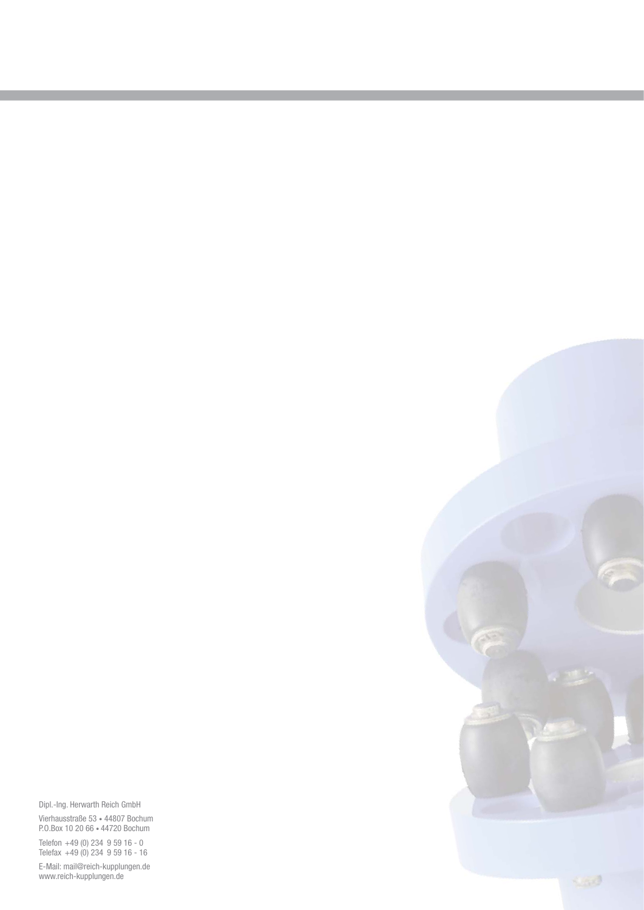Dipl.-Ing. Herwarth Reich GmbH

Vierhausstraße 53 • 44807 Bochum
P.O.Box 10 20 66 • 44720 Bochum

Telefon +49 (0) 234 9 59 16 - 0
Telefax +49 (0) 234 9 59 16 - 16

E-Mail: mail@reich-kupplungen.de
www.reich-kupplungen.de